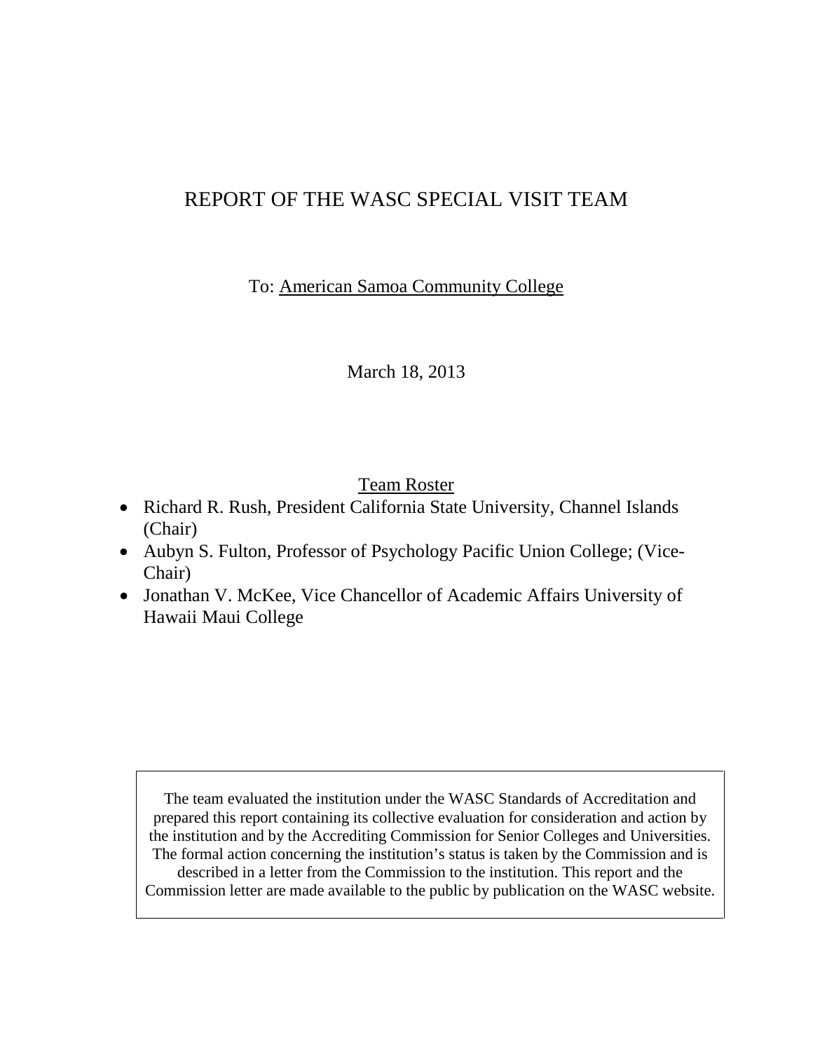# REPORT OF THE WASC SPECIAL VISIT TEAM

To: American Samoa Community College

March 18, 2013

Team Roster

- Richard R. Rush, President California State University, Channel Islands (Chair)
- Aubyn S. Fulton, Professor of Psychology Pacific Union College; (Vice-Chair)
- Jonathan V. McKee, Vice Chancellor of Academic Affairs University of Hawaii Maui College

The team evaluated the institution under the WASC Standards of Accreditation and prepared this report containing its collective evaluation for consideration and action by the institution and by the Accrediting Commission for Senior Colleges and Universities. The formal action concerning the institution's status is taken by the Commission and is described in a letter from the Commission to the institution. This report and the Commission letter are made available to the public by publication on the WASC website.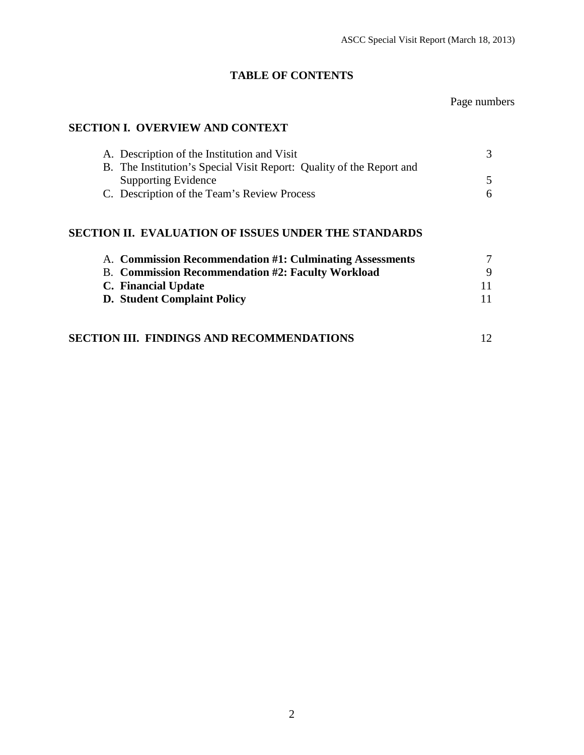# TABLE OF CONTENTS

| | Page numbers |
|---|---|
| **SECTION I. OVERVIEW AND CONTEXT** | |
| A. Description of the Institution and Visit | 3 |
| B. The Institution's Special Visit Report: Quality of the Report and Supporting Evidence | 5 |
| C. Description of the Team's Review Process | 6 |
| **SECTION II. EVALUATION OF ISSUES UNDER THE STANDARDS** | |
| A. **Commission Recommendation #1: Culminating Assessments** | 7 |
| B. **Commission Recommendation #2: Faculty Workload** | 9 |
| **C. Financial Update** | 11 |
| **D. Student Complaint Policy** | 11 |
| **SECTION III. FINDINGS AND RECOMMENDATIONS** | 12 |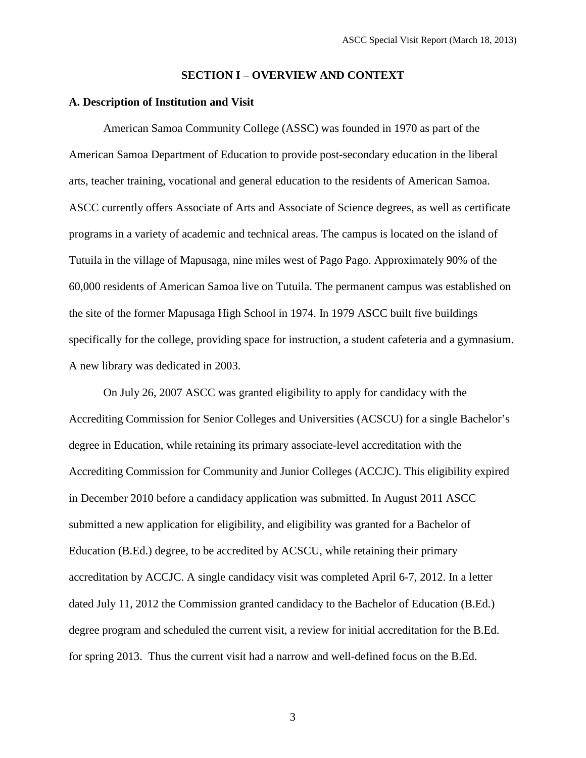## SECTION I – OVERVIEW AND CONTEXT

### A. Description of Institution and Visit

American Samoa Community College (ASSC) was founded in 1970 as part of the American Samoa Department of Education to provide post-secondary education in the liberal arts, teacher training, vocational and general education to the residents of American Samoa. ASCC currently offers Associate of Arts and Associate of Science degrees, as well as certificate programs in a variety of academic and technical areas. The campus is located on the island of Tutuila in the village of Mapusaga, nine miles west of Pago Pago. Approximately 90% of the 60,000 residents of American Samoa live on Tutuila. The permanent campus was established on the site of the former Mapusaga High School in 1974. In 1979 ASCC built five buildings specifically for the college, providing space for instruction, a student cafeteria and a gymnasium. A new library was dedicated in 2003.

On July 26, 2007 ASCC was granted eligibility to apply for candidacy with the Accrediting Commission for Senior Colleges and Universities (ACSCU) for a single Bachelor's degree in Education, while retaining its primary associate-level accreditation with the Accrediting Commission for Community and Junior Colleges (ACCJC). This eligibility expired in December 2010 before a candidacy application was submitted. In August 2011 ASCC submitted a new application for eligibility, and eligibility was granted for a Bachelor of Education (B.Ed.) degree, to be accredited by ACSCU, while retaining their primary accreditation by ACCJC. A single candidacy visit was completed April 6-7, 2012. In a letter dated July 11, 2012 the Commission granted candidacy to the Bachelor of Education (B.Ed.) degree program and scheduled the current visit, a review for initial accreditation for the B.Ed. for spring 2013. Thus the current visit had a narrow and well-defined focus on the B.Ed.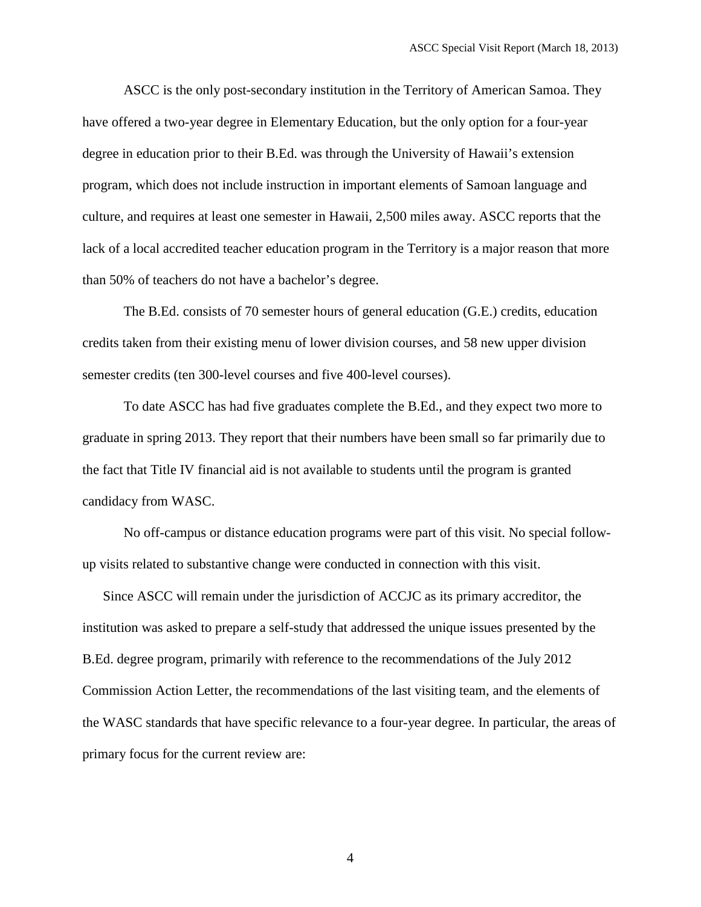ASCC is the only post-secondary institution in the Territory of American Samoa. They have offered a two-year degree in Elementary Education, but the only option for a four-year degree in education prior to their B.Ed. was through the University of Hawaii's extension program, which does not include instruction in important elements of Samoan language and culture, and requires at least one semester in Hawaii, 2,500 miles away. ASCC reports that the lack of a local accredited teacher education program in the Territory is a major reason that more than 50% of teachers do not have a bachelor's degree.

The B.Ed. consists of 70 semester hours of general education (G.E.) credits, education credits taken from their existing menu of lower division courses, and 58 new upper division semester credits (ten 300-level courses and five 400-level courses).

To date ASCC has had five graduates complete the B.Ed., and they expect two more to graduate in spring 2013. They report that their numbers have been small so far primarily due to the fact that Title IV financial aid is not available to students until the program is granted candidacy from WASC.

No off-campus or distance education programs were part of this visit. No special follow-up visits related to substantive change were conducted in connection with this visit.

Since ASCC will remain under the jurisdiction of ACCJC as its primary accreditor, the institution was asked to prepare a self-study that addressed the unique issues presented by the B.Ed. degree program, primarily with reference to the recommendations of the July 2012 Commission Action Letter, the recommendations of the last visiting team, and the elements of the WASC standards that have specific relevance to a four-year degree. In particular, the areas of primary focus for the current review are: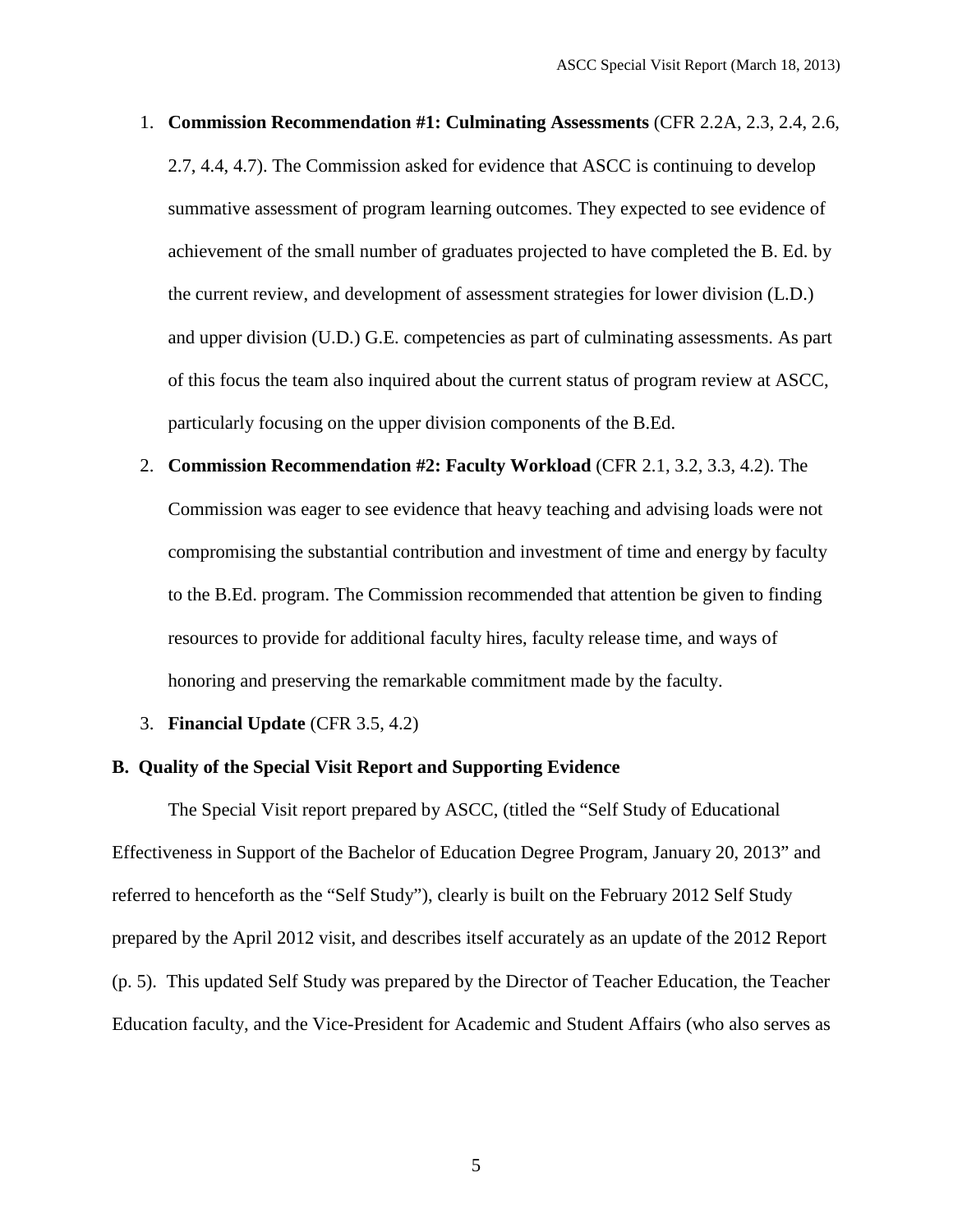1. **Commission Recommendation #1: Culminating Assessments** (CFR 2.2A, 2.3, 2.4, 2.6, 2.7, 4.4, 4.7). The Commission asked for evidence that ASCC is continuing to develop summative assessment of program learning outcomes. They expected to see evidence of achievement of the small number of graduates projected to have completed the B. Ed. by the current review, and development of assessment strategies for lower division (L.D.) and upper division (U.D.) G.E. competencies as part of culminating assessments. As part of this focus the team also inquired about the current status of program review at ASCC, particularly focusing on the upper division components of the B.Ed.

2. **Commission Recommendation #2: Faculty Workload** (CFR 2.1, 3.2, 3.3, 4.2). The Commission was eager to see evidence that heavy teaching and advising loads were not compromising the substantial contribution and investment of time and energy by faculty to the B.Ed. program. The Commission recommended that attention be given to finding resources to provide for additional faculty hires, faculty release time, and ways of honoring and preserving the remarkable commitment made by the faculty.

3. **Financial Update** (CFR 3.5, 4.2)

**B. Quality of the Special Visit Report and Supporting Evidence**

The Special Visit report prepared by ASCC, (titled the "Self Study of Educational Effectiveness in Support of the Bachelor of Education Degree Program, January 20, 2013" and referred to henceforth as the "Self Study"), clearly is built on the February 2012 Self Study prepared by the April 2012 visit, and describes itself accurately as an update of the 2012 Report (p. 5). This updated Self Study was prepared by the Director of Teacher Education, the Teacher Education faculty, and the Vice-President for Academic and Student Affairs (who also serves as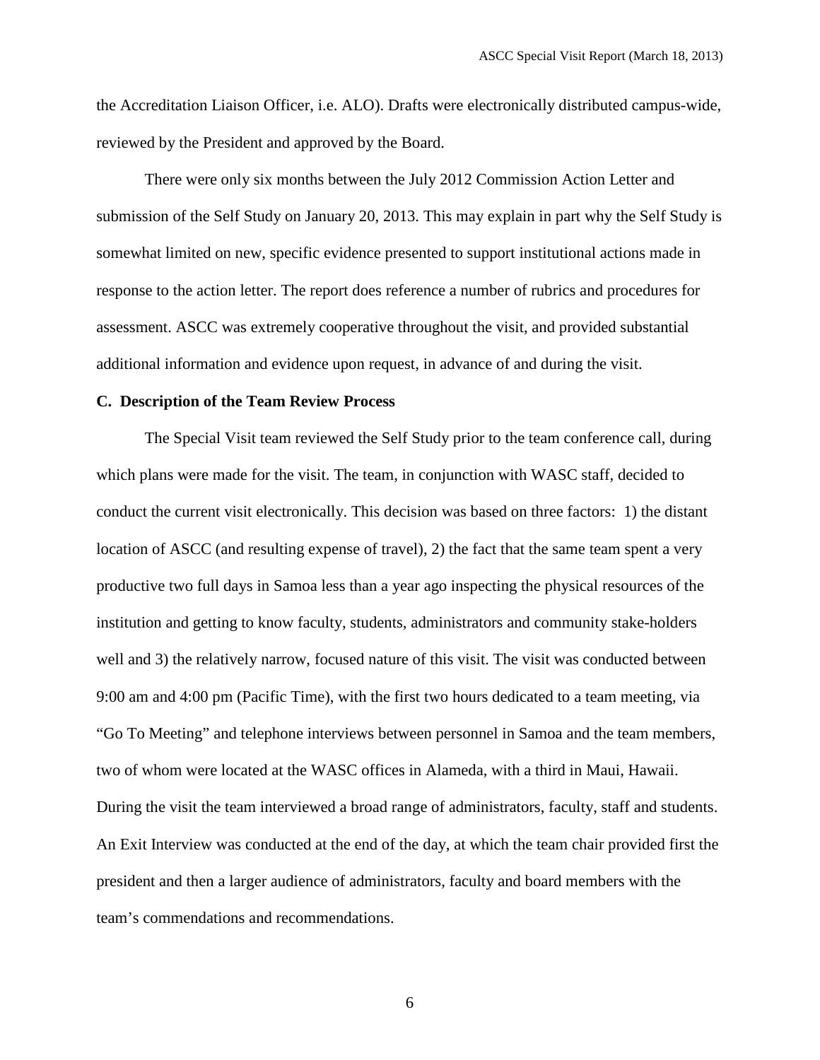the Accreditation Liaison Officer, i.e. ALO). Drafts were electronically distributed campus-wide, reviewed by the President and approved by the Board.

There were only six months between the July 2012 Commission Action Letter and submission of the Self Study on January 20, 2013. This may explain in part why the Self Study is somewhat limited on new, specific evidence presented to support institutional actions made in response to the action letter. The report does reference a number of rubrics and procedures for assessment. ASCC was extremely cooperative throughout the visit, and provided substantial additional information and evidence upon request, in advance of and during the visit.

**C. Description of the Team Review Process**

The Special Visit team reviewed the Self Study prior to the team conference call, during which plans were made for the visit. The team, in conjunction with WASC staff, decided to conduct the current visit electronically. This decision was based on three factors: 1) the distant location of ASCC (and resulting expense of travel), 2) the fact that the same team spent a very productive two full days in Samoa less than a year ago inspecting the physical resources of the institution and getting to know faculty, students, administrators and community stake-holders well and 3) the relatively narrow, focused nature of this visit. The visit was conducted between 9:00 am and 4:00 pm (Pacific Time), with the first two hours dedicated to a team meeting, via "Go To Meeting" and telephone interviews between personnel in Samoa and the team members, two of whom were located at the WASC offices in Alameda, with a third in Maui, Hawaii. During the visit the team interviewed a broad range of administrators, faculty, staff and students. An Exit Interview was conducted at the end of the day, at which the team chair provided first the president and then a larger audience of administrators, faculty and board members with the team's commendations and recommendations.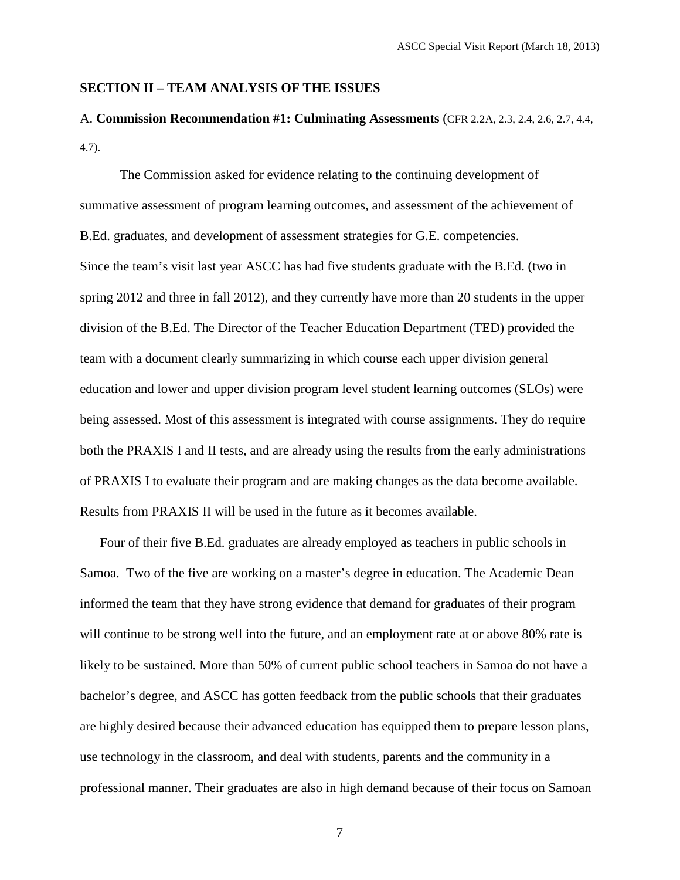## SECTION II – TEAM ANALYSIS OF THE ISSUES

A. **Commission Recommendation #1: Culminating Assessments** (CFR 2.2A, 2.3, 2.4, 2.6, 2.7, 4.4, 4.7).

The Commission asked for evidence relating to the continuing development of summative assessment of program learning outcomes, and assessment of the achievement of B.Ed. graduates, and development of assessment strategies for G.E. competencies.

Since the team's visit last year ASCC has had five students graduate with the B.Ed. (two in spring 2012 and three in fall 2012), and they currently have more than 20 students in the upper division of the B.Ed. The Director of the Teacher Education Department (TED) provided the team with a document clearly summarizing in which course each upper division general education and lower and upper division program level student learning outcomes (SLOs) were being assessed. Most of this assessment is integrated with course assignments. They do require both the PRAXIS I and II tests, and are already using the results from the early administrations of PRAXIS I to evaluate their program and are making changes as the data become available. Results from PRAXIS II will be used in the future as it becomes available.

Four of their five B.Ed. graduates are already employed as teachers in public schools in Samoa. Two of the five are working on a master's degree in education. The Academic Dean informed the team that they have strong evidence that demand for graduates of their program will continue to be strong well into the future, and an employment rate at or above 80% rate is likely to be sustained. More than 50% of current public school teachers in Samoa do not have a bachelor's degree, and ASCC has gotten feedback from the public schools that their graduates are highly desired because their advanced education has equipped them to prepare lesson plans, use technology in the classroom, and deal with students, parents and the community in a professional manner. Their graduates are also in high demand because of their focus on Samoan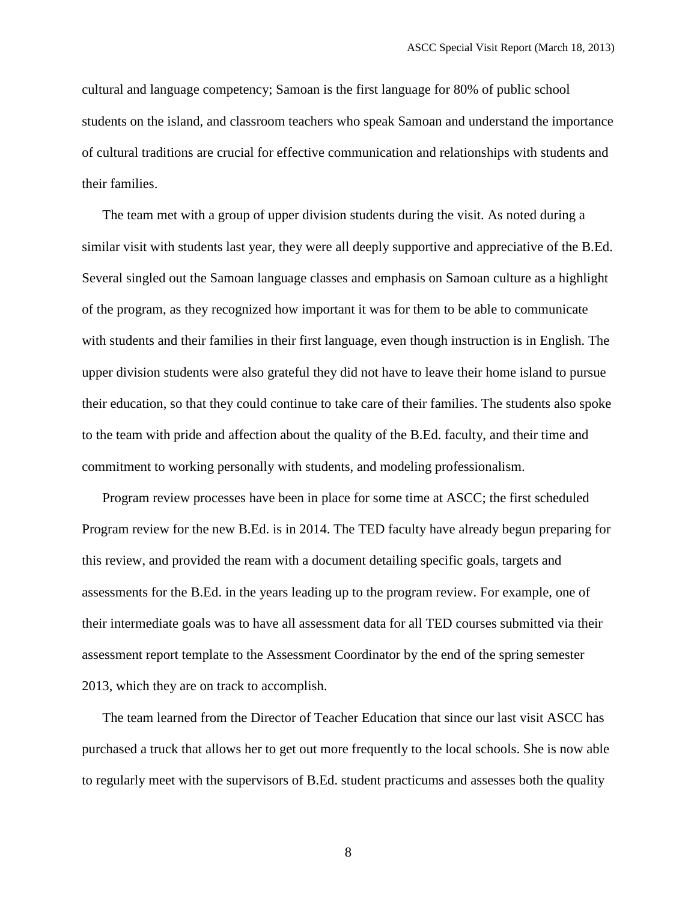cultural and language competency; Samoan is the first language for 80% of public school students on the island, and classroom teachers who speak Samoan and understand the importance of cultural traditions are crucial for effective communication and relationships with students and their families.

The team met with a group of upper division students during the visit. As noted during a similar visit with students last year, they were all deeply supportive and appreciative of the B.Ed. Several singled out the Samoan language classes and emphasis on Samoan culture as a highlight of the program, as they recognized how important it was for them to be able to communicate with students and their families in their first language, even though instruction is in English. The upper division students were also grateful they did not have to leave their home island to pursue their education, so that they could continue to take care of their families. The students also spoke to the team with pride and affection about the quality of the B.Ed. faculty, and their time and commitment to working personally with students, and modeling professionalism.

Program review processes have been in place for some time at ASCC; the first scheduled Program review for the new B.Ed. is in 2014. The TED faculty have already begun preparing for this review, and provided the ream with a document detailing specific goals, targets and assessments for the B.Ed. in the years leading up to the program review. For example, one of their intermediate goals was to have all assessment data for all TED courses submitted via their assessment report template to the Assessment Coordinator by the end of the spring semester 2013, which they are on track to accomplish.

The team learned from the Director of Teacher Education that since our last visit ASCC has purchased a truck that allows her to get out more frequently to the local schools. She is now able to regularly meet with the supervisors of B.Ed. student practicums and assesses both the quality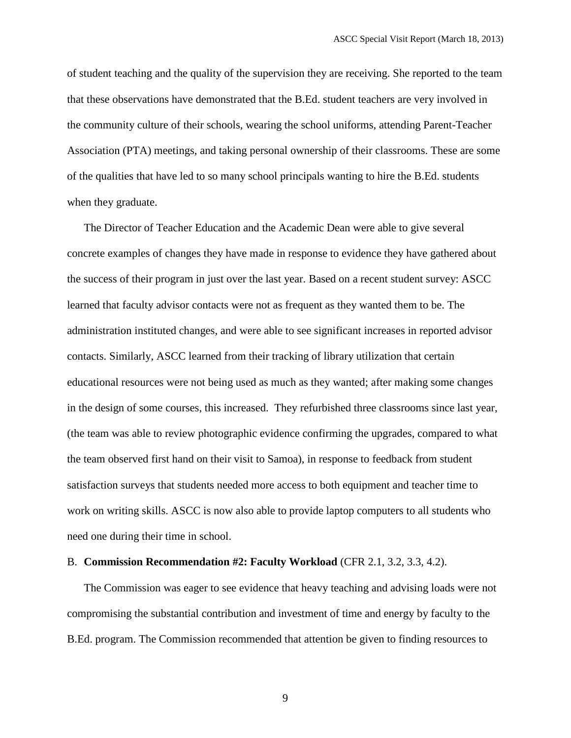of student teaching and the quality of the supervision they are receiving. She reported to the team that these observations have demonstrated that the B.Ed. student teachers are very involved in the community culture of their schools, wearing the school uniforms, attending Parent-Teacher Association (PTA) meetings, and taking personal ownership of their classrooms. These are some of the qualities that have led to so many school principals wanting to hire the B.Ed. students when they graduate.

The Director of Teacher Education and the Academic Dean were able to give several concrete examples of changes they have made in response to evidence they have gathered about the success of their program in just over the last year. Based on a recent student survey: ASCC learned that faculty advisor contacts were not as frequent as they wanted them to be. The administration instituted changes, and were able to see significant increases in reported advisor contacts. Similarly, ASCC learned from their tracking of library utilization that certain educational resources were not being used as much as they wanted; after making some changes in the design of some courses, this increased. They refurbished three classrooms since last year, (the team was able to review photographic evidence confirming the upgrades, compared to what the team observed first hand on their visit to Samoa), in response to feedback from student satisfaction surveys that students needed more access to both equipment and teacher time to work on writing skills. ASCC is now also able to provide laptop computers to all students who need one during their time in school.

B. **Commission Recommendation #2: Faculty Workload** (CFR 2.1, 3.2, 3.3, 4.2).

The Commission was eager to see evidence that heavy teaching and advising loads were not compromising the substantial contribution and investment of time and energy by faculty to the B.Ed. program. The Commission recommended that attention be given to finding resources to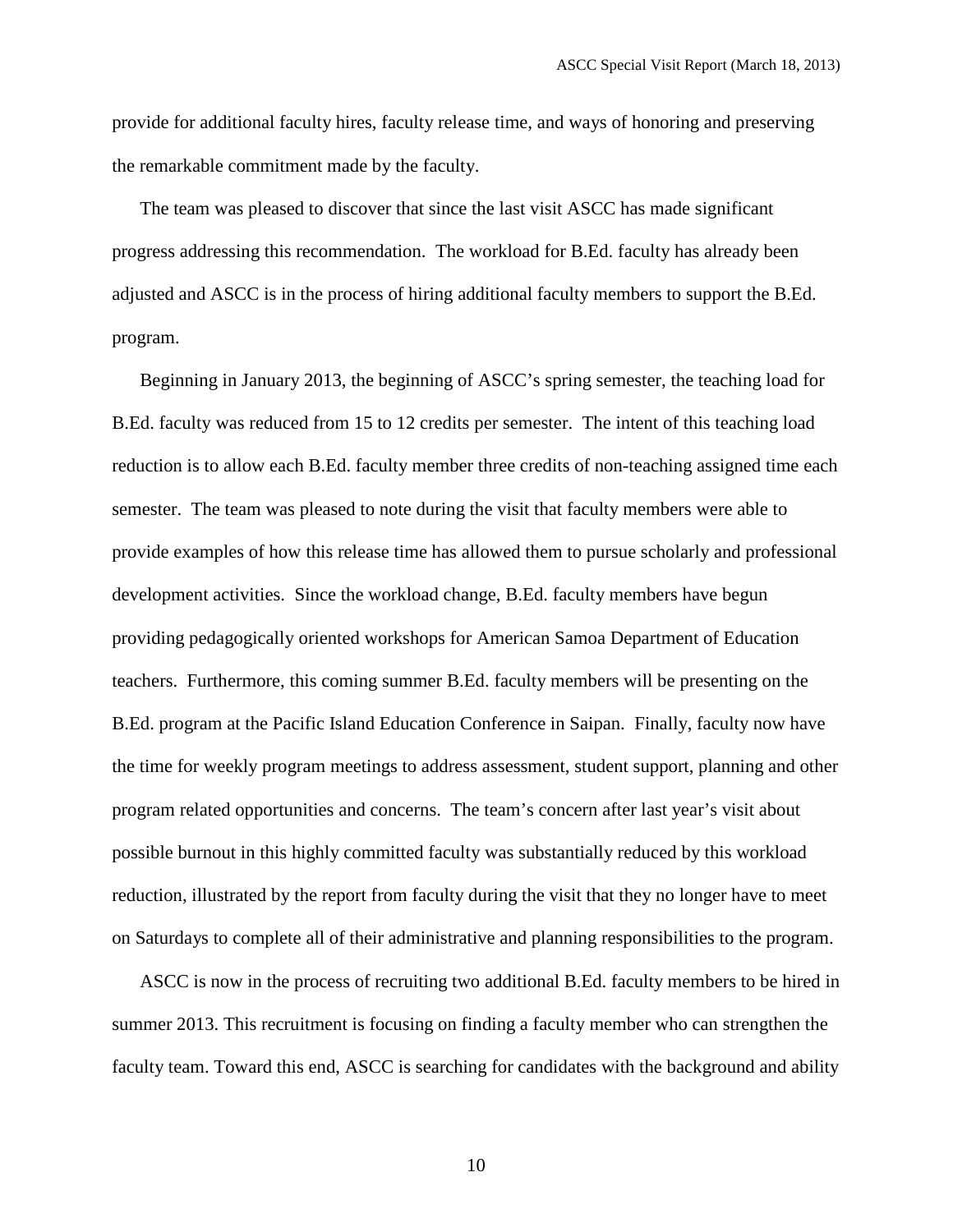provide for additional faculty hires, faculty release time, and ways of honoring and preserving the remarkable commitment made by the faculty.

The team was pleased to discover that since the last visit ASCC has made significant progress addressing this recommendation. The workload for B.Ed. faculty has already been adjusted and ASCC is in the process of hiring additional faculty members to support the B.Ed. program.

Beginning in January 2013, the beginning of ASCC's spring semester, the teaching load for B.Ed. faculty was reduced from 15 to 12 credits per semester. The intent of this teaching load reduction is to allow each B.Ed. faculty member three credits of non-teaching assigned time each semester. The team was pleased to note during the visit that faculty members were able to provide examples of how this release time has allowed them to pursue scholarly and professional development activities. Since the workload change, B.Ed. faculty members have begun providing pedagogically oriented workshops for American Samoa Department of Education teachers. Furthermore, this coming summer B.Ed. faculty members will be presenting on the B.Ed. program at the Pacific Island Education Conference in Saipan. Finally, faculty now have the time for weekly program meetings to address assessment, student support, planning and other program related opportunities and concerns. The team's concern after last year's visit about possible burnout in this highly committed faculty was substantially reduced by this workload reduction, illustrated by the report from faculty during the visit that they no longer have to meet on Saturdays to complete all of their administrative and planning responsibilities to the program.

ASCC is now in the process of recruiting two additional B.Ed. faculty members to be hired in summer 2013. This recruitment is focusing on finding a faculty member who can strengthen the faculty team. Toward this end, ASCC is searching for candidates with the background and ability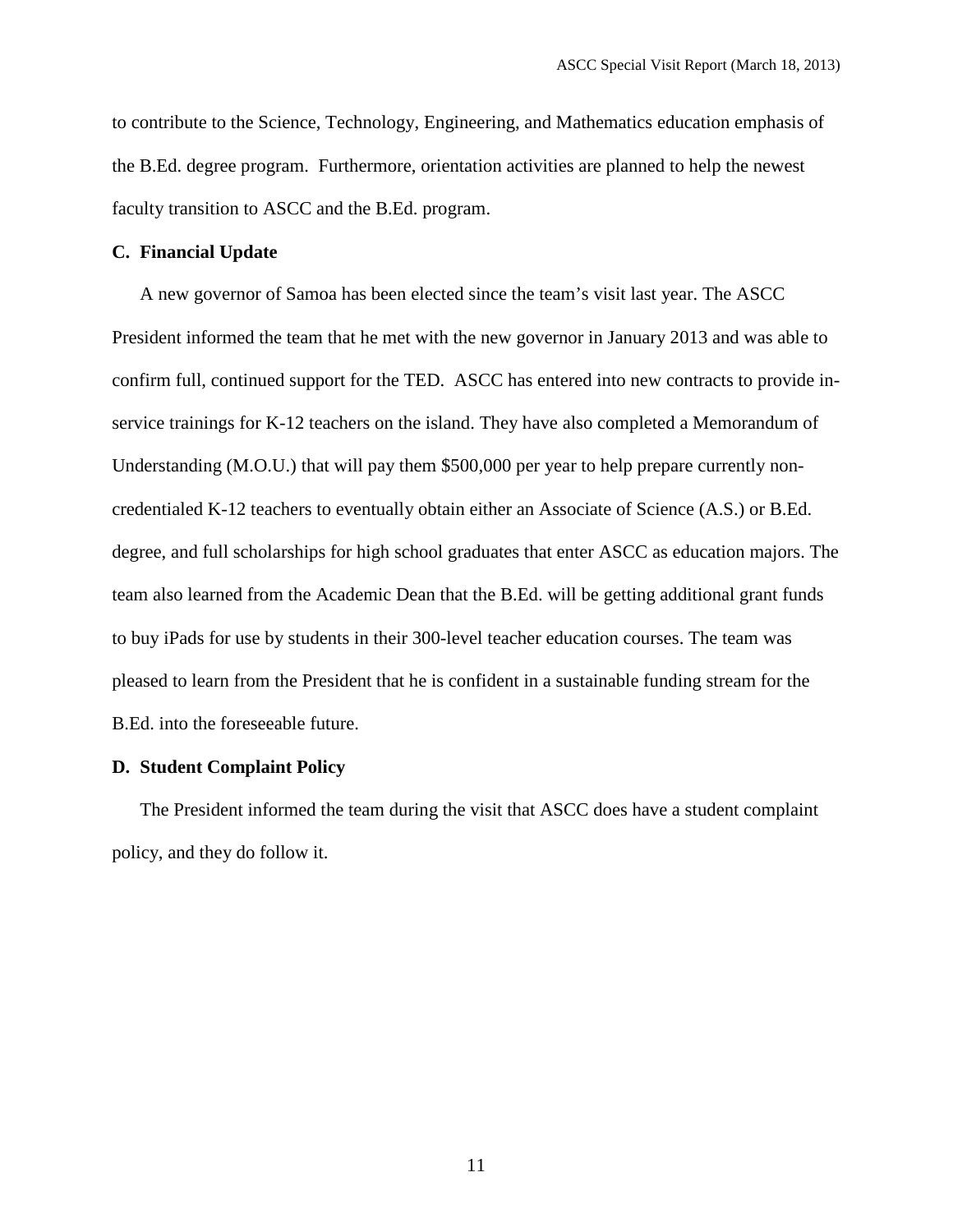to contribute to the Science, Technology, Engineering, and Mathematics education emphasis of the B.Ed. degree program. Furthermore, orientation activities are planned to help the newest faculty transition to ASCC and the B.Ed. program.

### C. Financial Update

A new governor of Samoa has been elected since the team's visit last year. The ASCC President informed the team that he met with the new governor in January 2013 and was able to confirm full, continued support for the TED. ASCC has entered into new contracts to provide in-service trainings for K-12 teachers on the island. They have also completed a Memorandum of Understanding (M.O.U.) that will pay them $500,000 per year to help prepare currently non-credentialed K-12 teachers to eventually obtain either an Associate of Science (A.S.) or B.Ed. degree, and full scholarships for high school graduates that enter ASCC as education majors. The team also learned from the Academic Dean that the B.Ed. will be getting additional grant funds to buy iPads for use by students in their 300-level teacher education courses. The team was pleased to learn from the President that he is confident in a sustainable funding stream for the B.Ed. into the foreseeable future.

### D. Student Complaint Policy

The President informed the team during the visit that ASCC does have a student complaint policy, and they do follow it.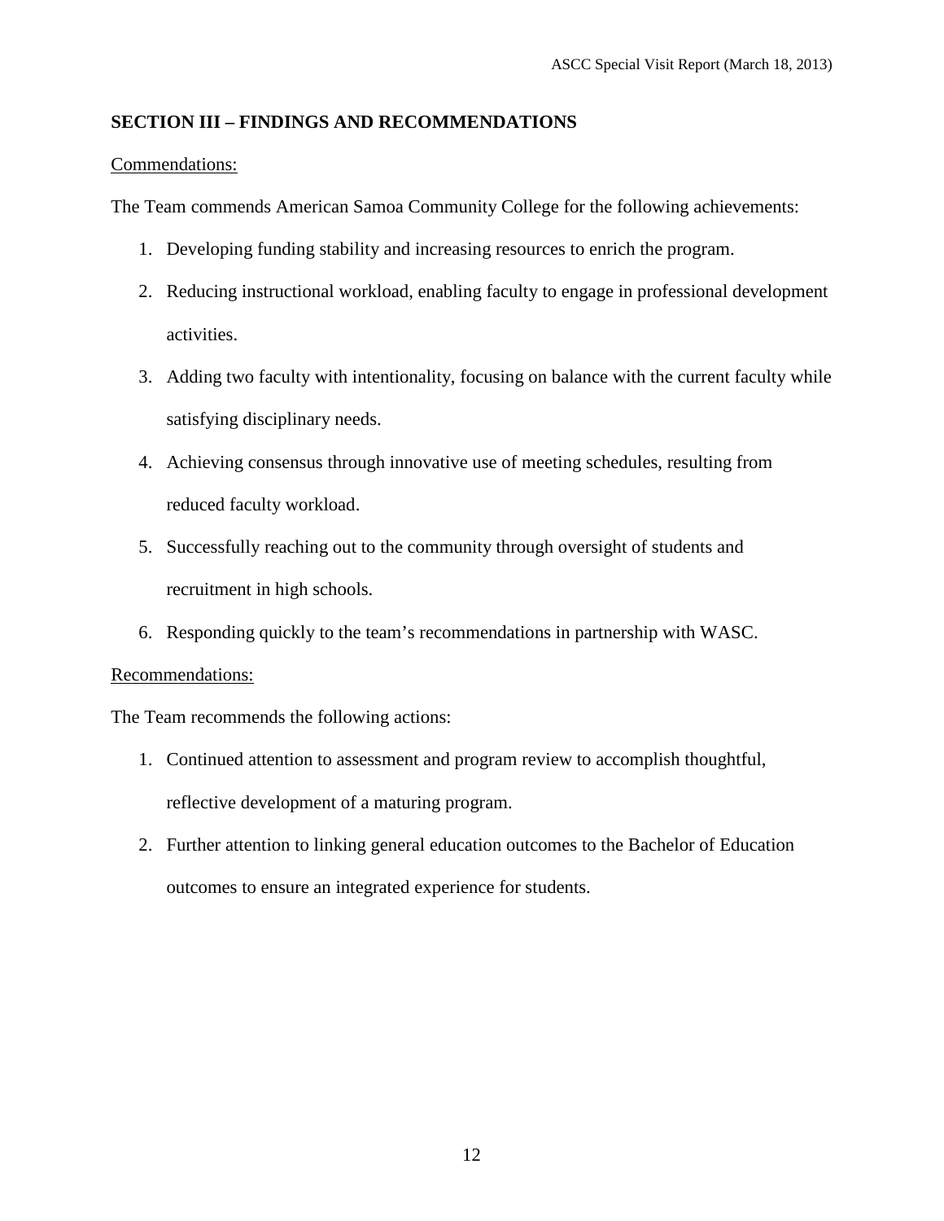## SECTION III – FINDINGS AND RECOMMENDATIONS

Commendations:

The Team commends American Samoa Community College for the following achievements:

1. Developing funding stability and increasing resources to enrich the program.
2. Reducing instructional workload, enabling faculty to engage in professional development activities.
3. Adding two faculty with intentionality, focusing on balance with the current faculty while satisfying disciplinary needs.
4. Achieving consensus through innovative use of meeting schedules, resulting from reduced faculty workload.
5. Successfully reaching out to the community through oversight of students and recruitment in high schools.
6. Responding quickly to the team's recommendations in partnership with WASC.

Recommendations:

The Team recommends the following actions:

1. Continued attention to assessment and program review to accomplish thoughtful, reflective development of a maturing program.
2. Further attention to linking general education outcomes to the Bachelor of Education outcomes to ensure an integrated experience for students.